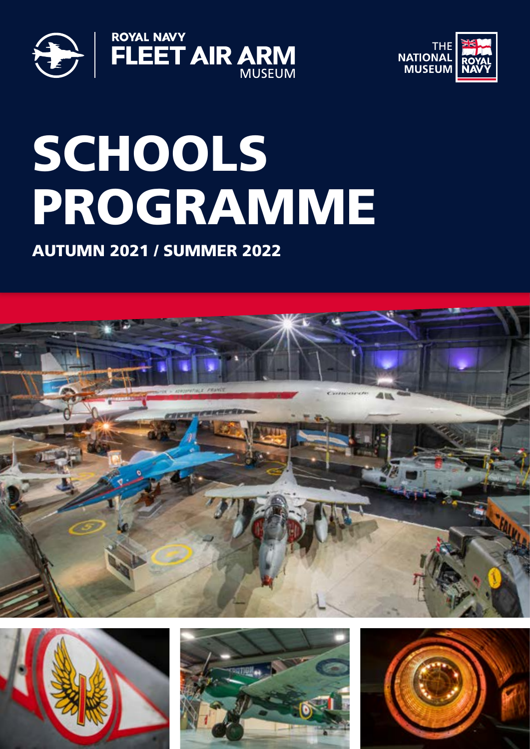ROYAL NAVY
FLEET AIR ARM
MUSEUM

THE NATIONAL MUSEUM ROYAL NAVY

# SCHOOLS PROGRAMME

## AUTUMN 2021 / SUMMER 2022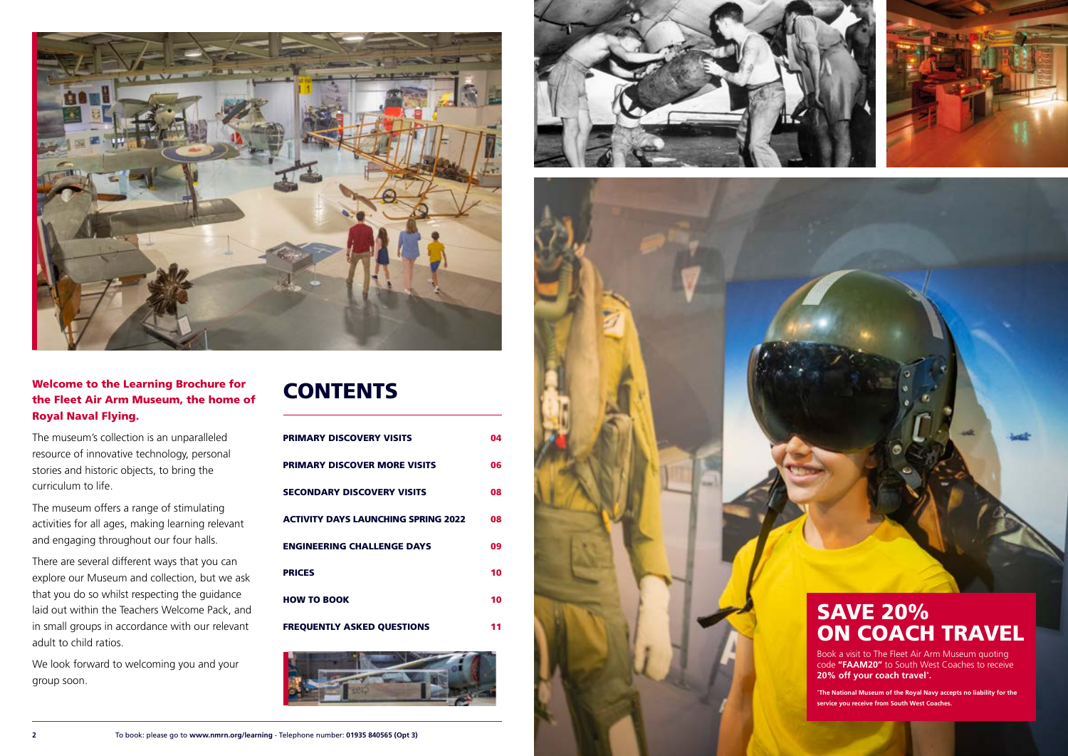**Welcome to the Learning Brochure for the Fleet Air Arm Museum, the home of Royal Naval Flying.**

The museum's collection is an unparalleled resource of innovative technology, personal stories and historic objects, to bring the curriculum to life.

The museum offers a range of stimulating activities for all ages, making learning relevant and engaging throughout our four halls.

There are several different ways that you can explore our Museum and collection, but we ask that you do so whilst respecting the guidance laid out within the Teachers Welcome Pack, and in small groups in accordance with our relevant adult to child ratios.

We look forward to welcoming you and your group soon.

# CONTENTS

| | |
|---|---|
| PRIMARY DISCOVERY VISITS | 04 |
| PRIMARY DISCOVER MORE VISITS | 06 |
| SECONDARY DISCOVERY VISITS | 08 |
| ACTIVITY DAYS LAUNCHING SPRING 2022 | 08 |
| ENGINEERING CHALLENGE DAYS | 09 |
| PRICES | 10 |
| HOW TO BOOK | 10 |
| FREQUENTLY ASKED QUESTIONS | 11 |

## SAVE 20% ON COACH TRAVEL

Book a visit to The Fleet Air Arm Museum quoting code **"FAAM20"** to South West Coaches to receive **20% off your coach travel\*.**

**\*The National Museum of the Royal Navy accepts no liability for the service you receive from South West Coaches.**

To book: please go to **www.nmrn.org/learning** - Telephone number: **01935 840565 (Opt 3)**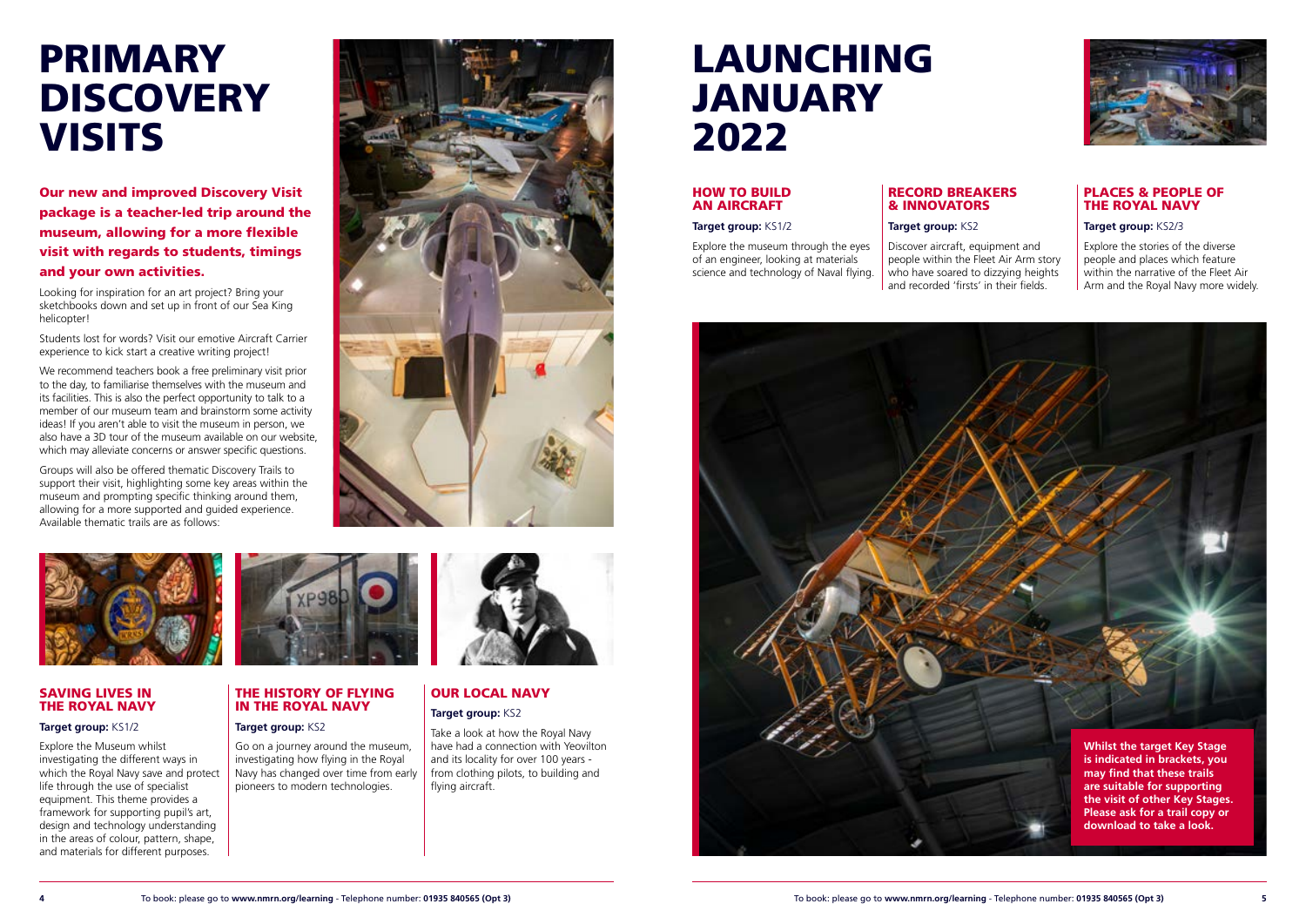# PRIMARY DISCOVERY VISITS

**Our new and improved Discovery Visit package is a teacher-led trip around the museum, allowing for a more flexible visit with regards to students, timings and your own activities.**

Looking for inspiration for an art project? Bring your sketchbooks down and set up in front of our Sea King helicopter!

Students lost for words? Visit our emotive Aircraft Carrier experience to kick start a creative writing project!

We recommend teachers book a free preliminary visit prior to the day, to familiarise themselves with the museum and its facilities. This is also the perfect opportunity to talk to a member of our museum team and brainstorm some activity ideas! If you aren't able to visit the museum in person, we also have a 3D tour of the museum available on our website, which may alleviate concerns or answer specific questions.

Groups will also be offered thematic Discovery Trails to support their visit, highlighting some key areas within the museum and prompting specific thinking around them, allowing for a more supported and guided experience. Available thematic trails are as follows:

### SAVING LIVES IN THE ROYAL NAVY

**Target group:** KS1/2

Explore the Museum whilst investigating the different ways in which the Royal Navy save and protect life through the use of specialist equipment. This theme provides a framework for supporting pupil's art, design and technology understanding in the areas of colour, pattern, shape, and materials for different purposes.

### THE HISTORY OF FLYING IN THE ROYAL NAVY

**Target group:** KS2

Go on a journey around the museum, investigating how flying in the Royal Navy has changed over time from early pioneers to modern technologies.

### OUR LOCAL NAVY

**Target group:** KS2

Take a look at how the Royal Navy have had a connection with Yeovilton and its locality for over 100 years - from clothing pilots, to building and flying aircraft.

# LAUNCHING JANUARY 2022

### HOW TO BUILD AN AIRCRAFT

**Target group:** KS1/2

Explore the museum through the eyes of an engineer, looking at materials science and technology of Naval flying.

### RECORD BREAKERS & INNOVATORS

**Target group:** KS2

Discover aircraft, equipment and people within the Fleet Air Arm story who have soared to dizzying heights and recorded 'firsts' in their fields.

### PLACES & PEOPLE OF THE ROYAL NAVY

**Target group:** KS2/3

Explore the stories of the diverse people and places which feature within the narrative of the Fleet Air Arm and the Royal Navy more widely.

**Whilst the target Key Stage is indicated in brackets, you may find that these trails are suitable for supporting the visit of other Key Stages. Please ask for a trail copy or download to take a look.**

To book: please go to **www.nmrn.org/learning** - Telephone number: **01935 840565 (Opt 3)**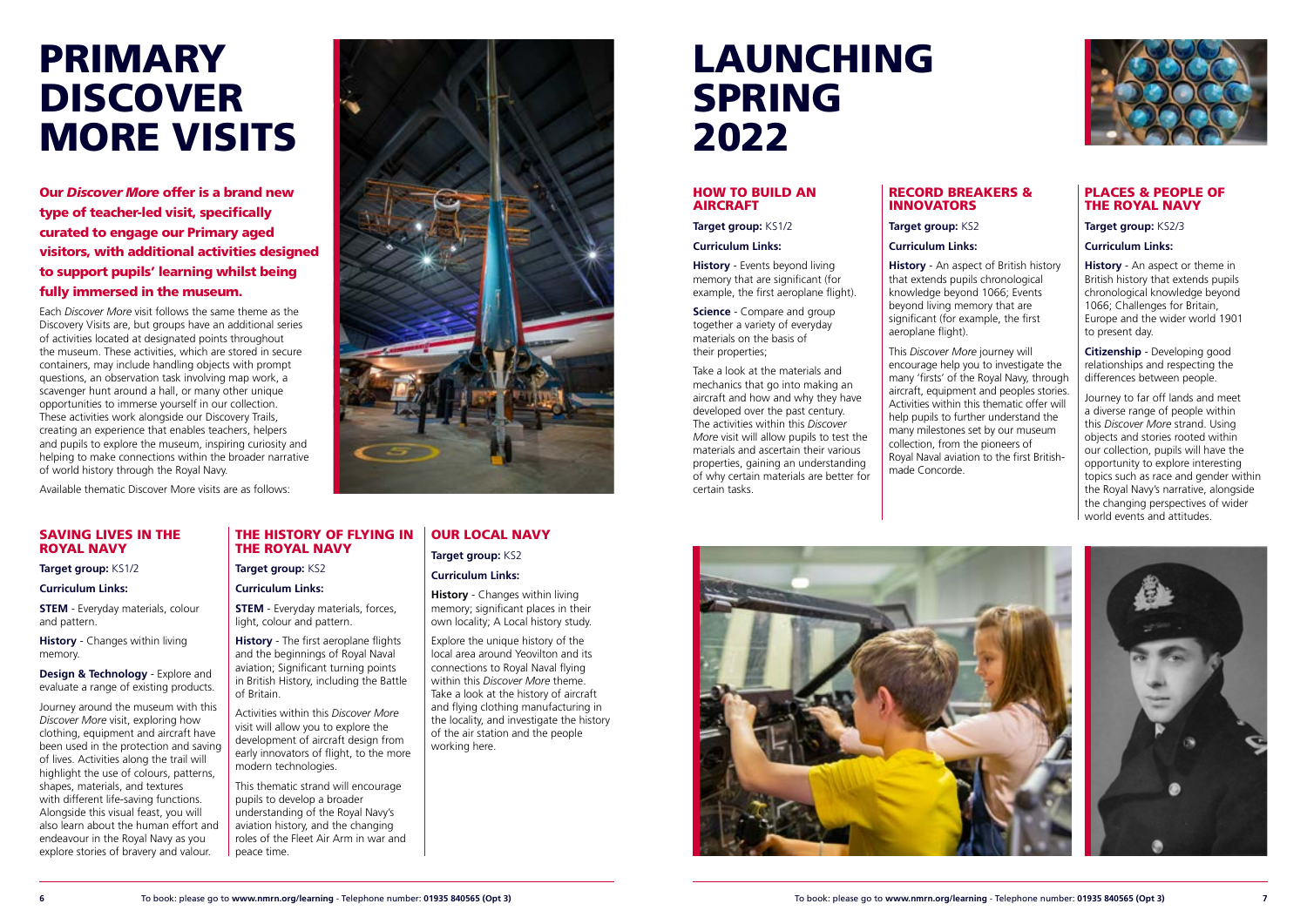# PRIMARY DISCOVER MORE VISITS

**Our *Discover More* offer is a brand new type of teacher-led visit, specifically curated to engage our Primary aged visitors, with additional activities designed to support pupils' learning whilst being fully immersed in the museum.**

Each *Discover More* visit follows the same theme as the Discovery Visits are, but groups have an additional series of activities located at designated points throughout the museum. These activities, which are stored in secure containers, may include handling objects with prompt questions, an observation task involving map work, a scavenger hunt around a hall, or many other unique opportunities to immerse yourself in our collection. These activities work alongside our Discovery Trails, creating an experience that enables teachers, helpers and pupils to explore the museum, inspiring curiosity and helping to make connections within the broader narrative of world history through the Royal Navy.

Available thematic Discover More visits are as follows:

### SAVING LIVES IN THE ROYAL NAVY

**Target group:** KS1/2

**Curriculum Links:**

**STEM** - Everyday materials, colour and pattern.

**History** - Changes within living memory.

**Design & Technology** - Explore and evaluate a range of existing products.

Journey around the museum with this *Discover More* visit, exploring how clothing, equipment and aircraft have been used in the protection and saving of lives. Activities along the trail will highlight the use of colours, patterns, shapes, materials, and textures with different life-saving functions. Alongside this visual feast, you will also learn about the human effort and endeavour in the Royal Navy as you explore stories of bravery and valour.

### THE HISTORY OF FLYING IN THE ROYAL NAVY

**Target group:** KS2

**Curriculum Links:**

**STEM** - Everyday materials, forces, light, colour and pattern.

**History** - The first aeroplane flights and the beginnings of Royal Naval aviation; Significant turning points in British History, including the Battle of Britain.

Activities within this *Discover More* visit will allow you to explore the development of aircraft design from early innovators of flight, to the more modern technologies.

This thematic strand will encourage pupils to develop a broader understanding of the Royal Navy's aviation history, and the changing roles of the Fleet Air Arm in war and peace time.

### OUR LOCAL NAVY

**Target group:** KS2

**Curriculum Links:**

**History** - Changes within living memory; significant places in their own locality; A Local history study.

Explore the unique history of the local area around Yeovilton and its connections to Royal Naval flying within this *Discover More* theme. Take a look at the history of aircraft and flying clothing manufacturing in the locality, and investigate the history of the air station and the people working here.

# LAUNCHING SPRING 2022

### HOW TO BUILD AN AIRCRAFT

**Target group:** KS1/2

**Curriculum Links:**

**History** - Events beyond living memory that are significant (for example, the first aeroplane flight).

**Science** - Compare and group together a variety of everyday materials on the basis of their properties;

Take a look at the materials and mechanics that go into making an aircraft and how and why they have developed over the past century. The activities within this *Discover More* visit will allow pupils to test the materials and ascertain their various properties, gaining an understanding of why certain materials are better for certain tasks.

### RECORD BREAKERS & INNOVATORS

**Target group:** KS2

**Curriculum Links:**

**History** - An aspect of British history that extends pupils chronological knowledge beyond 1066; Events beyond living memory that are significant (for example, the first aeroplane flight).

This *Discover More* journey will encourage help you to investigate the many 'firsts' of the Royal Navy, through aircraft, equipment and peoples stories. Activities within this thematic offer will help pupils to further understand the many milestones set by our museum collection, from the pioneers of Royal Naval aviation to the first British-made Concorde.

### PLACES & PEOPLE OF THE ROYAL NAVY

**Target group:** KS2/3

**Curriculum Links:**

**History** - An aspect or theme in British history that extends pupils chronological knowledge beyond 1066; Challenges for Britain, Europe and the wider world 1901 to present day.

**Citizenship** - Developing good relationships and respecting the differences between people.

Journey to far off lands and meet a diverse range of people within this *Discover More* strand. Using objects and stories rooted within our collection, pupils will have the opportunity to explore interesting topics such as race and gender within the Royal Navy's narrative, alongside the changing perspectives of wider world events and attitudes.

To book: please go to **www.nmrn.org/learning** - Telephone number: **01935 840565 (Opt 3)**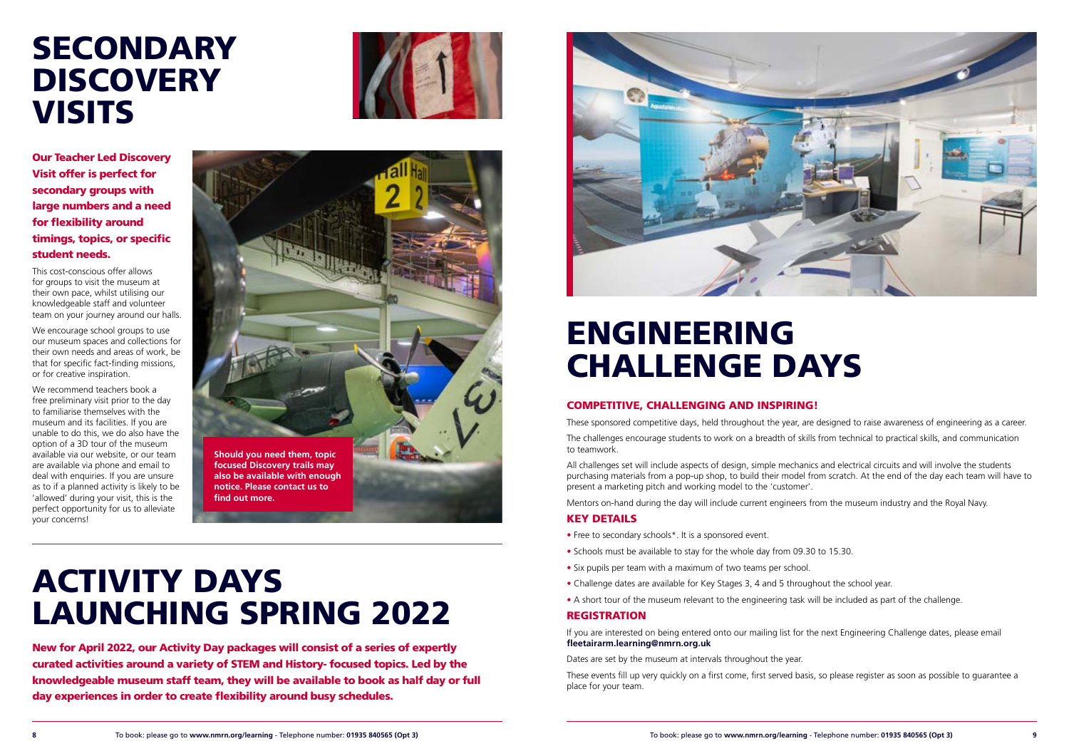# SECONDARY DISCOVERY VISITS

**Our Teacher Led Discovery Visit offer is perfect for secondary groups with large numbers and a need for flexibility around timings, topics, or specific student needs.**

This cost-conscious offer allows for groups to visit the museum at their own pace, whilst utilising our knowledgeable staff and volunteer team on your journey around our halls.

We encourage school groups to use our museum spaces and collections for their own needs and areas of work, be that for specific fact-finding missions, or for creative inspiration.

We recommend teachers book a free preliminary visit prior to the day to familiarise themselves with the museum and its facilities. If you are unable to do this, we do also have the option of a 3D tour of the museum available via our website, or our team are available via phone and email to deal with enquiries. If you are unsure as to if a planned activity is likely to be 'allowed' during your visit, this is the perfect opportunity for us to alleviate your concerns!

**Should you need them, topic focused Discovery trails may also be available with enough notice. Please contact us to find out more.**

# ACTIVITY DAYS LAUNCHING SPRING 2022

**New for April 2022, our Activity Day packages will consist of a series of expertly curated activities around a variety of STEM and History- focused topics. Led by the knowledgeable museum staff team, they will be available to book as half day or full day experiences in order to create flexibility around busy schedules.**

# ENGINEERING CHALLENGE DAYS

## COMPETITIVE, CHALLENGING AND INSPIRING!

These sponsored competitive days, held throughout the year, are designed to raise awareness of engineering as a career.

The challenges encourage students to work on a breadth of skills from technical to practical skills, and communication to teamwork.

All challenges set will include aspects of design, simple mechanics and electrical circuits and will involve the students purchasing materials from a pop-up shop, to build their model from scratch. At the end of the day each team will have to present a marketing pitch and working model to the 'customer'.

Mentors on-hand during the day will include current engineers from the museum industry and the Royal Navy.

## KEY DETAILS

- Free to secondary schools*. It is a sponsored event.
- Schools must be available to stay for the whole day from 09.30 to 15.30.
- Six pupils per team with a maximum of two teams per school.
- Challenge dates are available for Key Stages 3, 4 and 5 throughout the school year.
- A short tour of the museum relevant to the engineering task will be included as part of the challenge.

## REGISTRATION

If you are interested on being entered onto our mailing list for the next Engineering Challenge dates, please email **fleetairarm.learning@nmrn.org.uk**

Dates are set by the museum at intervals throughout the year.

These events fill up very quickly on a first come, first served basis, so please register as soon as possible to guarantee a place for your team.

To book: please go to **www.nmrn.org/learning** - Telephone number: **01935 840565 (Opt 3)**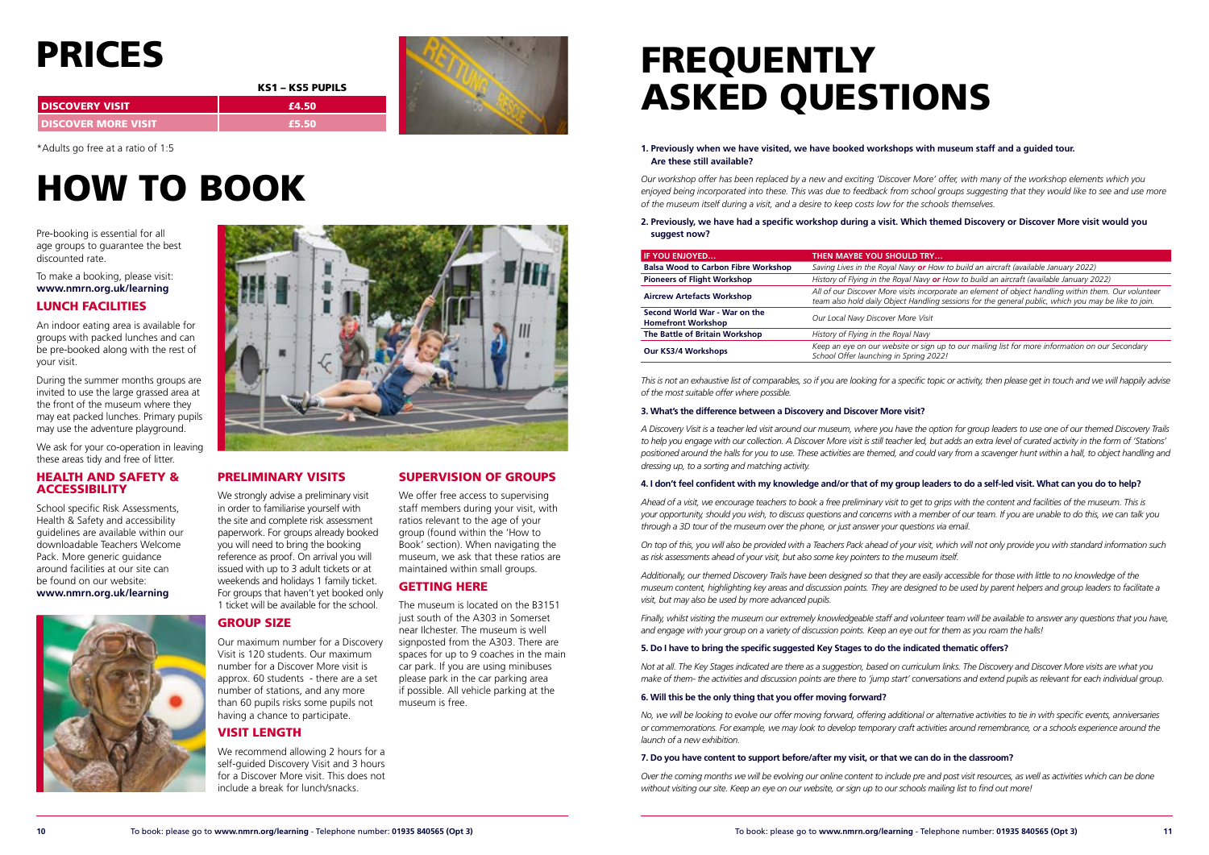# PRICES

| | KS1 – KS5 PUPILS |
|---|---|
| DISCOVERY VISIT | £4.50 |
| DISCOVER MORE VISIT | £5.50 |

*Adults go free at a ratio of 1:5

# HOW TO BOOK

Pre-booking is essential for all age groups to guarantee the best discounted rate.

To make a booking, please visit: **www.nmrn.org.uk/learning**

## LUNCH FACILITIES

An indoor eating area is available for groups with packed lunches and can be pre-booked along with the rest of your visit.

During the summer months groups are invited to use the large grassed area at the front of the museum where they may eat packed lunches. Primary pupils may use the adventure playground.

We ask for your co-operation in leaving these areas tidy and free of litter.

## HEALTH AND SAFETY & ACCESSIBILITY

School specific Risk Assessments, Health & Safety and accessibility guidelines are available within our downloadable Teachers Welcome Pack. More generic guidance around facilities at our site can be found on our website: **www.nmrn.org.uk/learning**

## PRELIMINARY VISITS

We strongly advise a preliminary visit in order to familiarise yourself with the site and complete risk assessment paperwork. For groups already booked you will need to bring the booking reference as proof. On arrival you will issued with up to 3 adult tickets or at weekends and holidays 1 family ticket. For groups that haven't yet booked only 1 ticket will be available for the school.

## GROUP SIZE

Our maximum number for a Discovery Visit is 120 students. Our maximum number for a Discover More visit is approx. 60 students - there are a set number of stations, and any more than 60 pupils risks some pupils not having a chance to participate.

## VISIT LENGTH

We recommend allowing 2 hours for a self-guided Discovery Visit and 3 hours for a Discover More visit. This does not include a break for lunch/snacks.

## SUPERVISION OF GROUPS

We offer free access to supervising staff members during your visit, with ratios relevant to the age of your group (found within the 'How to Book' section). When navigating the museum, we ask that these ratios are maintained within small groups.

## GETTING HERE

The museum is located on the B3151 just south of the A303 in Somerset near Ilchester. The museum is well signposted from the A303. There are spaces for up to 9 coaches in the main car park. If you are using minibuses please park in the car parking area if possible. All vehicle parking at the museum is free.

# FREQUENTLY ASKED QUESTIONS

**1. Previously when we have visited, we have booked workshops with museum staff and a guided tour. Are these still available?**

*Our workshop offer has been replaced by a new and exciting 'Discover More' offer, with many of the workshop elements which you enjoyed being incorporated into these. This was due to feedback from school groups suggesting that they would like to see and use more of the museum itself during a visit, and a desire to keep costs low for the schools themselves.*

**2. Previously, we have had a specific workshop during a visit. Which themed Discovery or Discover More visit would you suggest now?**

| IF YOU ENJOYED… | THEN MAYBE YOU SHOULD TRY… |
|---|---|
| **Balsa Wood to Carbon Fibre Workshop** | *Saving Lives in the Royal Navy* **or** *How to build an aircraft (available January 2022)* |
| **Pioneers of Flight Workshop** | *History of Flying in the Royal Navy* **or** *How to build an aircraft (available January 2022)* |
| **Aircrew Artefacts Workshop** | *All of our Discover More visits incorporate an element of object handling within them. Our volunteer team also hold daily Object Handling sessions for the general public, which you may be like to join.* |
| **Second World War - War on the Homefront Workshop** | *Our Local Navy Discover More Visit* |
| **The Battle of Britain Workshop** | *History of Flying in the Royal Navy* |
| **Our KS3/4 Workshops** | *Keep an eye on our website or sign up to our mailing list for more information on our Secondary School Offer launching in Spring 2022!* |

*This is not an exhaustive list of comparables, so if you are looking for a specific topic or activity, then please get in touch and we will happily advise of the most suitable offer where possible.*

**3. What's the difference between a Discovery and Discover More visit?**

*A Discovery Visit is a teacher led visit around our museum, where you have the option for group leaders to use one of our themed Discovery Trails to help you engage with our collection. A Discover More visit is still teacher led, but adds an extra level of curated activity in the form of 'Stations' positioned around the halls for you to use. These activities are themed, and could vary from a scavenger hunt within a hall, to object handling and dressing up, to a sorting and matching activity.*

**4. I don't feel confident with my knowledge and/or that of my group leaders to do a self-led visit. What can you do to help?**

*Ahead of a visit, we encourage teachers to book a free preliminary visit to get to grips with the content and facilities of the museum. This is your opportunity, should you wish, to discuss questions and concerns with a member of our team. If you are unable to do this, we can talk you through a 3D tour of the museum over the phone, or just answer your questions via email.*

*On top of this, you will also be provided with a Teachers Pack ahead of your visit, which will not only provide you with standard information such as risk assessments ahead of your visit, but also some key pointers to the museum itself.*

*Additionally, our themed Discovery Trails have been designed so that they are easily accessible for those with little to no knowledge of the museum content, highlighting key areas and discussion points. They are designed to be used by parent helpers and group leaders to facilitate a visit, but may also be used by more advanced pupils.*

*Finally, whilst visiting the museum our extremely knowledgeable staff and volunteer team will be available to answer any questions that you have, and engage with your group on a variety of discussion points. Keep an eye out for them as you roam the halls!*

**5. Do I have to bring the specific suggested Key Stages to do the indicated thematic offers?**

*Not at all. The Key Stages indicated are there as a suggestion, based on curriculum links. The Discovery and Discover More visits are what you make of them- the activities and discussion points are there to 'jump start' conversations and extend pupils as relevant for each individual group.*

**6. Will this be the only thing that you offer moving forward?**

*No, we will be looking to evolve our offer moving forward, offering additional or alternative activities to tie in with specific events, anniversaries or commemorations. For example, we may look to develop temporary craft activities around remembrance, or a schools experience around the launch of a new exhibition.*

**7. Do you have content to support before/after my visit, or that we can do in the classroom?**

*Over the coming months we will be evolving our online content to include pre and post visit resources, as well as activities which can be done without visiting our site. Keep an eye on our website, or sign up to our schools mailing list to find out more!*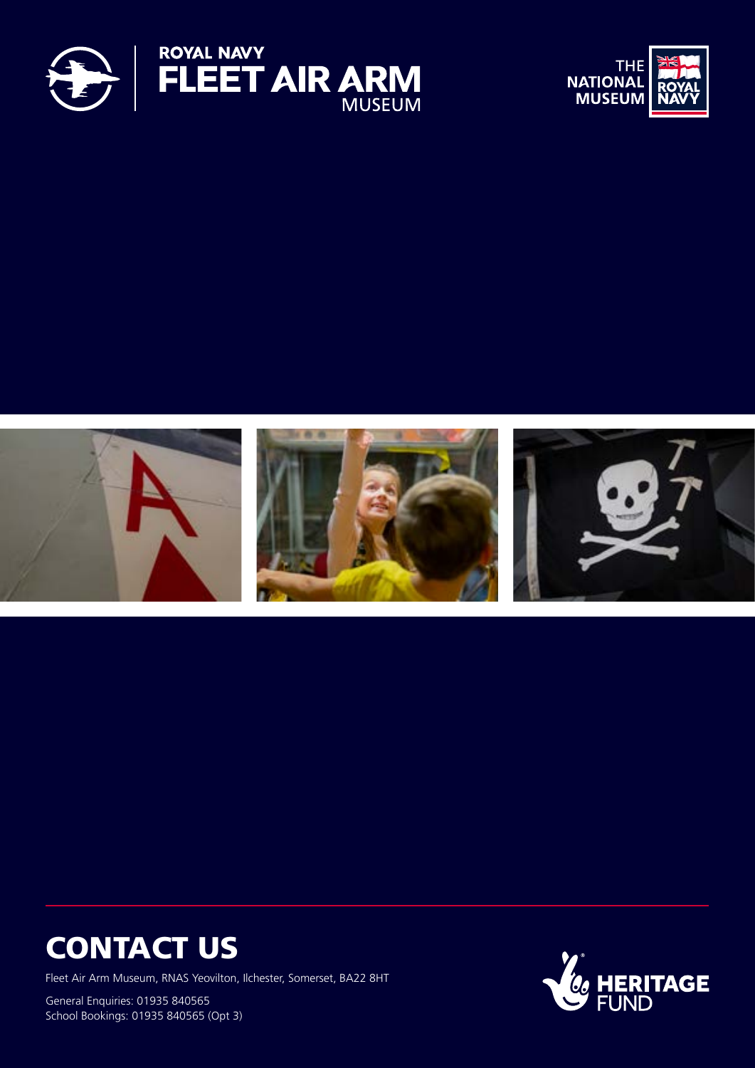ROYAL NAVY
FLEET AIR ARM
MUSEUM

THE NATIONAL MUSEUM ROYAL NAVY

## CONTACT US

Fleet Air Arm Museum, RNAS Yeovilton, Ilchester, Somerset, BA22 8HT

General Enquiries: 01935 840565
School Bookings: 01935 840565 (Opt 3)

HERITAGE FUND